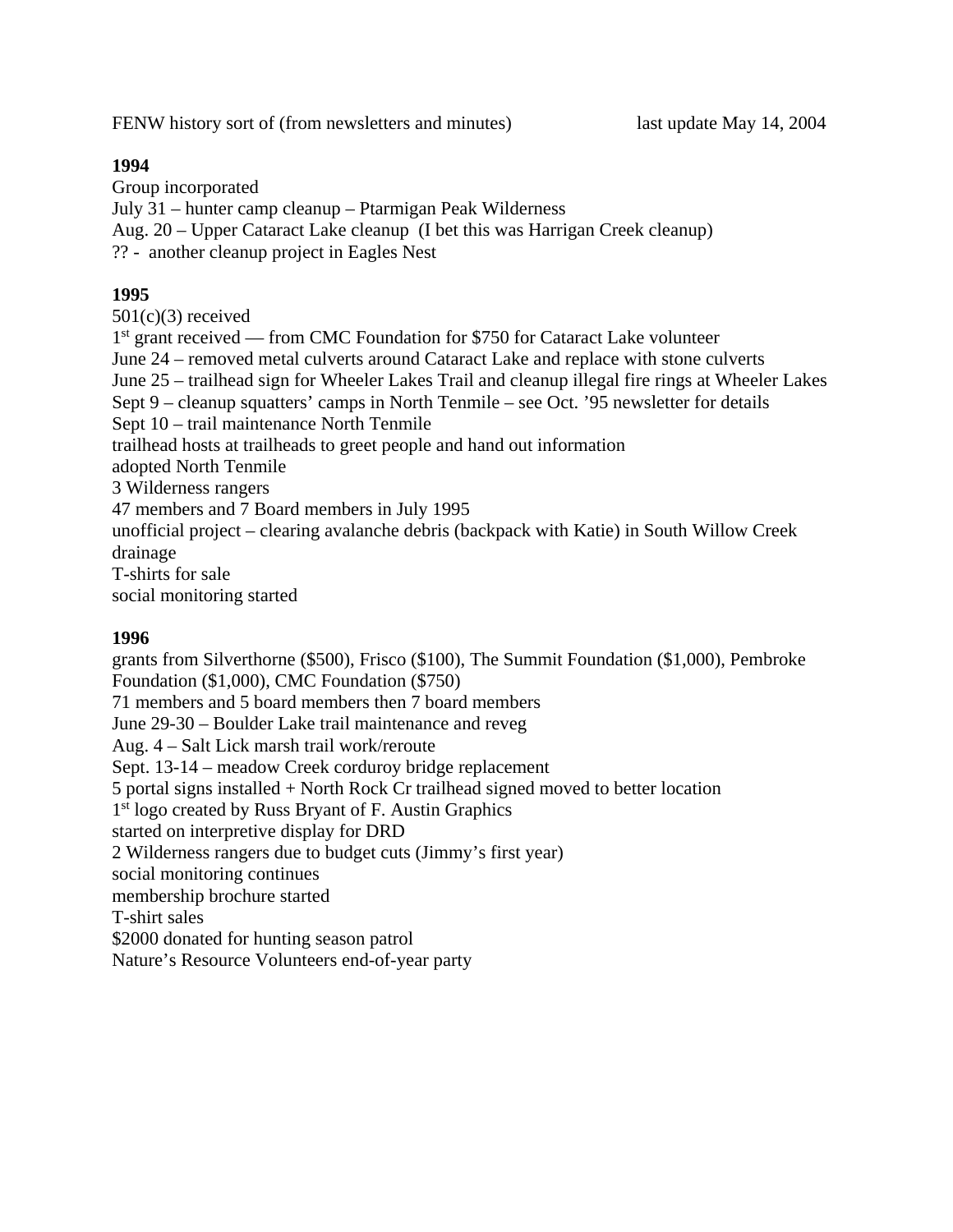FENW history sort of (from newsletters and minutes) last update May 14, 2004

**1994**

Group incorporated
July 31 – hunter camp cleanup – Ptarmigan Peak Wilderness
Aug. 20 – Upper Cataract Lake cleanup (I bet this was Harrigan Creek cleanup)
?? - another cleanup project in Eagles Nest

**1995**

501(c)(3) received
1st grant received — from CMC Foundation for $750 for Cataract Lake volunteer
June 24 – removed metal culverts around Cataract Lake and replace with stone culverts
June 25 – trailhead sign for Wheeler Lakes Trail and cleanup illegal fire rings at Wheeler Lakes
Sept 9 – cleanup squatters' camps in North Tenmile – see Oct. '95 newsletter for details
Sept 10 – trail maintenance North Tenmile
trailhead hosts at trailheads to greet people and hand out information
adopted North Tenmile
3 Wilderness rangers
47 members and 7 Board members in July 1995
unofficial project – clearing avalanche debris (backpack with Katie) in South Willow Creek drainage
T-shirts for sale
social monitoring started

**1996**

grants from Silverthorne ($500), Frisco ($100), The Summit Foundation ($1,000), Pembroke Foundation ($1,000), CMC Foundation ($750)
71 members and 5 board members then 7 board members
June 29-30 – Boulder Lake trail maintenance and reveg
Aug. 4 – Salt Lick marsh trail work/reroute
Sept. 13-14 – meadow Creek corduroy bridge replacement
5 portal signs installed + North Rock Cr trailhead signed moved to better location
1st logo created by Russ Bryant of F. Austin Graphics
started on interpretive display for DRD
2 Wilderness rangers due to budget cuts (Jimmy's first year)
social monitoring continues
membership brochure started
T-shirt sales
$2000 donated for hunting season patrol
Nature's Resource Volunteers end-of-year party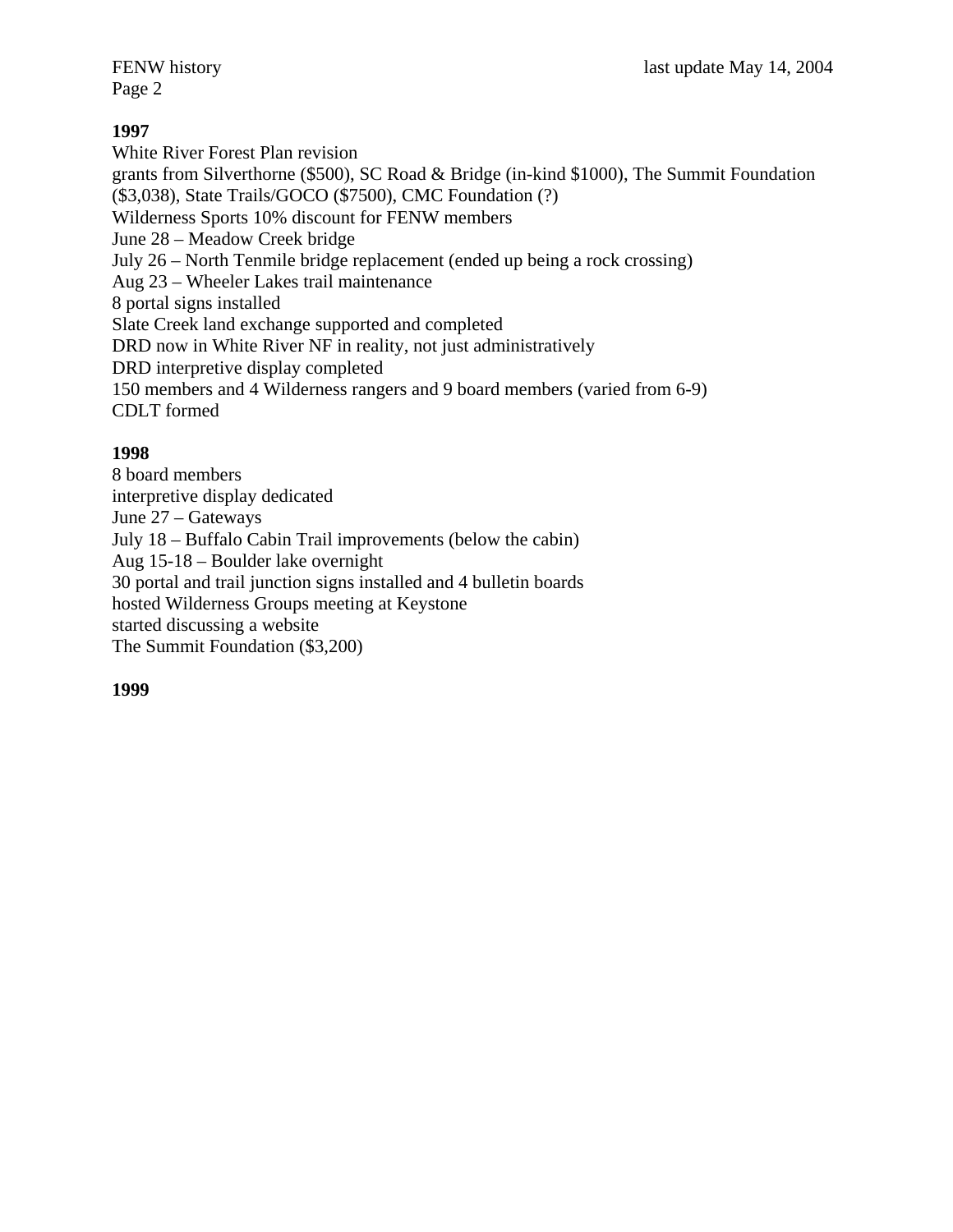**1997**

White River Forest Plan revision
grants from Silverthorne ($500), SC Road & Bridge (in-kind $1000), The Summit Foundation ($3,038), State Trails/GOCO ($7500), CMC Foundation (?)
Wilderness Sports 10% discount for FENW members
June 28 – Meadow Creek bridge
July 26 – North Tenmile bridge replacement (ended up being a rock crossing)
Aug 23 – Wheeler Lakes trail maintenance
8 portal signs installed
Slate Creek land exchange supported and completed
DRD now in White River NF in reality, not just administratively
DRD interpretive display completed
150 members and 4 Wilderness rangers and 9 board members (varied from 6-9)
CDLT formed

**1998**

8 board members
interpretive display dedicated
June 27 – Gateways
July 18 – Buffalo Cabin Trail improvements (below the cabin)
Aug 15-18 – Boulder lake overnight
30 portal and trail junction signs installed and 4 bulletin boards
hosted Wilderness Groups meeting at Keystone
started discussing a website
The Summit Foundation ($3,200)

**1999**